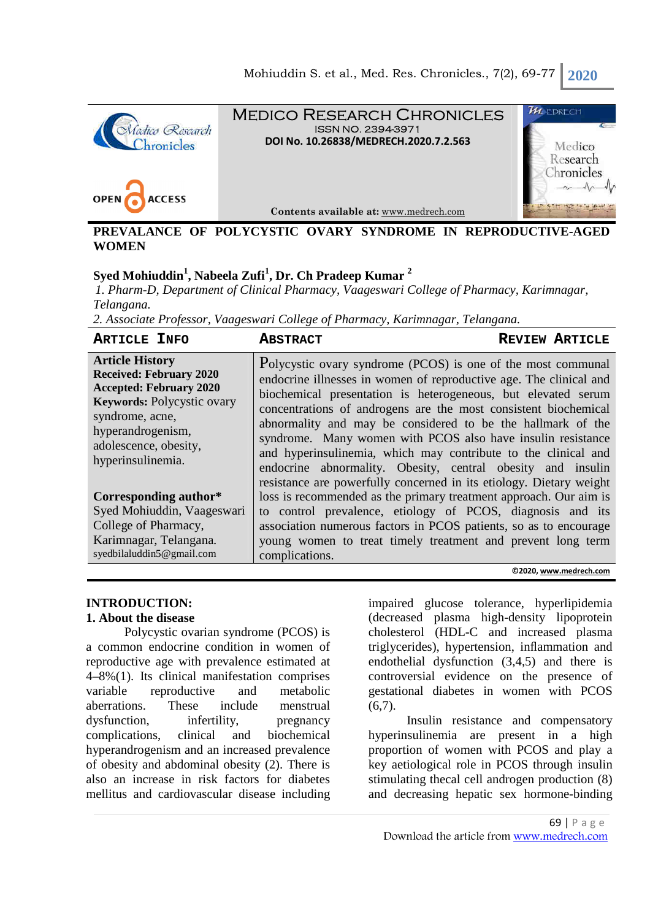MEDICO RESEARCH CHRONICLES
ISSN NO. 2394-3971
DOI No. 10.26838/MEDRECH.2020.7.2.563

Contents available at: www.medrech.com

# PREVALANCE OF POLYCYSTIC OVARY SYNDROME IN REPRODUCTIVE-AGED WOMEN

**Syed Mohiuddin[1], Nabeela Zufi[1], Dr. Ch Pradeep Kumar [2]**

*1. Pharm-D, Department of Clinical Pharmacy, Vaageswari College of Pharmacy, Karimnagar, Telangana.*
*2. Associate Professor, Vaageswari College of Pharmacy, Karimnagar, Telangana.*

**ARTICLE INFO** | **ABSTRACT** | **REVIEW ARTICLE**

**Article History**
**Received: February 2020**
**Accepted: February 2020**
**Keywords:** Polycystic ovary syndrome, acne, hyperandrogenism, adolescence, obesity, hyperinsulinemia.

**Corresponding author***
Syed Mohiuddin, Vaageswari College of Pharmacy, Karimnagar, Telangana.
syedbilaluddin5@gmail.com

Polycystic ovary syndrome (PCOS) is one of the most communal endocrine illnesses in women of reproductive age. The clinical and biochemical presentation is heterogeneous, but elevated serum concentrations of androgens are the most consistent biochemical abnormality and may be considered to be the hallmark of the syndrome. Many women with PCOS also have insulin resistance and hyperinsulinemia, which may contribute to the clinical and endocrine abnormality. Obesity, central obesity and insulin resistance are powerfully concerned in its etiology. Dietary weight loss is recommended as the primary treatment approach. Our aim is to control prevalence, etiology of PCOS, diagnosis and its association numerous factors in PCOS patients, so as to encourage young women to treat timely treatment and prevent long term complications.

©2020, www.medrech.com

## INTRODUCTION:

### 1. About the disease

Polycystic ovarian syndrome (PCOS) is a common endocrine condition in women of reproductive age with prevalence estimated at 4–8%(1). Its clinical manifestation comprises variable reproductive and metabolic aberrations. These include menstrual dysfunction, infertility, pregnancy complications, clinical and biochemical hyperandrogenism and an increased prevalence of obesity and abdominal obesity (2). There is also an increase in risk factors for diabetes mellitus and cardiovascular disease including impaired glucose tolerance, hyperlipidemia (decreased plasma high-density lipoprotein cholesterol (HDL-C and increased plasma triglycerides), hypertension, inflammation and endothelial dysfunction (3,4,5) and there is controversial evidence on the presence of gestational diabetes in women with PCOS (6,7).

Insulin resistance and compensatory hyperinsulinemia are present in a high proportion of women with PCOS and play a key aetiological role in PCOS through insulin stimulating thecal cell androgen production (8) and decreasing hepatic sex hormone-binding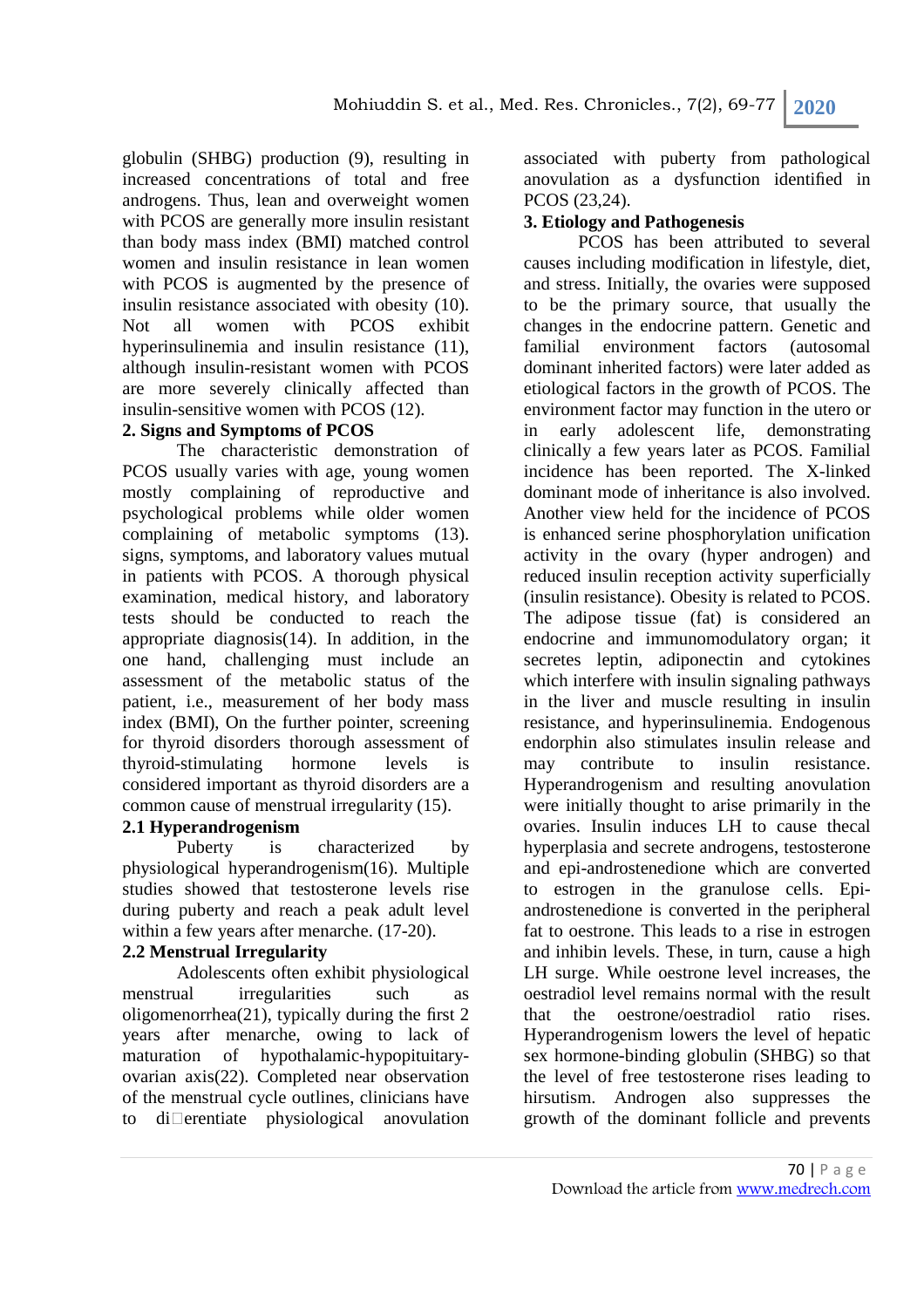globulin (SHBG) production (9), resulting in increased concentrations of total and free androgens. Thus, lean and overweight women with PCOS are generally more insulin resistant than body mass index (BMI) matched control women and insulin resistance in lean women with PCOS is augmented by the presence of insulin resistance associated with obesity (10). Not all women with PCOS exhibit hyperinsulinemia and insulin resistance (11), although insulin-resistant women with PCOS are more severely clinically affected than insulin-sensitive women with PCOS (12).

## 2. Signs and Symptoms of PCOS

The characteristic demonstration of PCOS usually varies with age, young women mostly complaining of reproductive and psychological problems while older women complaining of metabolic symptoms (13). signs, symptoms, and laboratory values mutual in patients with PCOS. A thorough physical examination, medical history, and laboratory tests should be conducted to reach the appropriate diagnosis(14). In addition, in the one hand, challenging must include an assessment of the metabolic status of the patient, i.e., measurement of her body mass index (BMI), On the further pointer, screening for thyroid disorders thorough assessment of thyroid-stimulating hormone levels is considered important as thyroid disorders are a common cause of menstrual irregularity (15).

### 2.1 Hyperandrogenism

Puberty is characterized by physiological hyperandrogenism(16). Multiple studies showed that testosterone levels rise during puberty and reach a peak adult level within a few years after menarche. (17-20).

### 2.2 Menstrual Irregularity

Adolescents often exhibit physiological menstrual irregularities such as oligomenorrhea(21), typically during the first 2 years after menarche, owing to lack of maturation of hypothalamic-hypopituitary-ovarian axis(22). Completed near observation of the menstrual cycle outlines, clinicians have to di□erentiate physiological anovulation associated with puberty from pathological anovulation as a dysfunction identified in PCOS (23,24).

## 3. Etiology and Pathogenesis

PCOS has been attributed to several causes including modification in lifestyle, diet, and stress. Initially, the ovaries were supposed to be the primary source, that usually the changes in the endocrine pattern. Genetic and familial environment factors (autosomal dominant inherited factors) were later added as etiological factors in the growth of PCOS. The environment factor may function in the utero or in early adolescent life, demonstrating clinically a few years later as PCOS. Familial incidence has been reported. The X-linked dominant mode of inheritance is also involved. Another view held for the incidence of PCOS is enhanced serine phosphorylation unification activity in the ovary (hyper androgen) and reduced insulin reception activity superficially (insulin resistance). Obesity is related to PCOS. The adipose tissue (fat) is considered an endocrine and immunomodulatory organ; it secretes leptin, adiponectin and cytokines which interfere with insulin signaling pathways in the liver and muscle resulting in insulin resistance, and hyperinsulinemia. Endogenous endorphin also stimulates insulin release and may contribute to insulin resistance. Hyperandrogenism and resulting anovulation were initially thought to arise primarily in the ovaries. Insulin induces LH to cause thecal hyperplasia and secrete androgens, testosterone and epi-androstenedione which are converted to estrogen in the granulose cells. Epi-androstenedione is converted in the peripheral fat to oestrone. This leads to a rise in estrogen and inhibin levels. These, in turn, cause a high LH surge. While oestrone level increases, the oestradiol level remains normal with the result that the oestrone/oestradiol ratio rises. Hyperandrogenism lowers the level of hepatic sex hormone-binding globulin (SHBG) so that the level of free testosterone rises leading to hirsutism. Androgen also suppresses the growth of the dominant follicle and prevents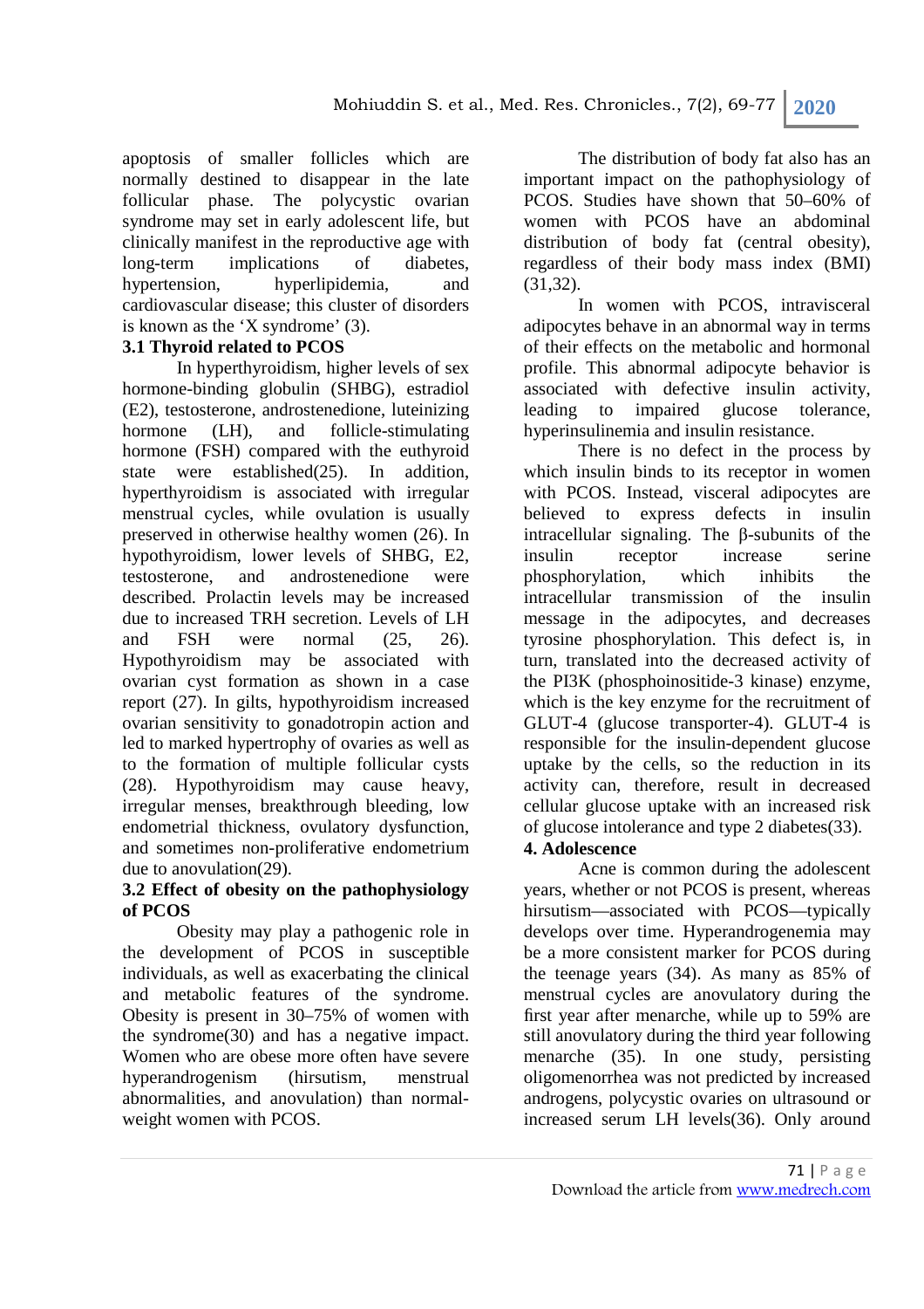apoptosis of smaller follicles which are normally destined to disappear in the late follicular phase. The polycystic ovarian syndrome may set in early adolescent life, but clinically manifest in the reproductive age with long-term implications of diabetes, hypertension, hyperlipidemia, and cardiovascular disease; this cluster of disorders is known as the 'X syndrome' (3).

### 3.1 Thyroid related to PCOS

In hyperthyroidism, higher levels of sex hormone-binding globulin (SHBG), estradiol (E2), testosterone, androstenedione, luteinizing hormone (LH), and follicle-stimulating hormone (FSH) compared with the euthyroid state were established(25). In addition, hyperthyroidism is associated with irregular menstrual cycles, while ovulation is usually preserved in otherwise healthy women (26). In hypothyroidism, lower levels of SHBG, E2, testosterone, and androstenedione were described. Prolactin levels may be increased due to increased TRH secretion. Levels of LH and FSH were normal (25, 26). Hypothyroidism may be associated with ovarian cyst formation as shown in a case report (27). In gilts, hypothyroidism increased ovarian sensitivity to gonadotropin action and led to marked hypertrophy of ovaries as well as to the formation of multiple follicular cysts (28). Hypothyroidism may cause heavy, irregular menses, breakthrough bleeding, low endometrial thickness, ovulatory dysfunction, and sometimes non-proliferative endometrium due to anovulation(29).

### 3.2 Effect of obesity on the pathophysiology of PCOS

Obesity may play a pathogenic role in the development of PCOS in susceptible individuals, as well as exacerbating the clinical and metabolic features of the syndrome. Obesity is present in 30–75% of women with the syndrome(30) and has a negative impact. Women who are obese more often have severe hyperandrogenism (hirsutism, menstrual abnormalities, and anovulation) than normal-weight women with PCOS.

The distribution of body fat also has an important impact on the pathophysiology of PCOS. Studies have shown that 50–60% of women with PCOS have an abdominal distribution of body fat (central obesity), regardless of their body mass index (BMI) (31,32).

In women with PCOS, intravisceral adipocytes behave in an abnormal way in terms of their effects on the metabolic and hormonal profile. This abnormal adipocyte behavior is associated with defective insulin activity, leading to impaired glucose tolerance, hyperinsulinemia and insulin resistance.

There is no defect in the process by which insulin binds to its receptor in women with PCOS. Instead, visceral adipocytes are believed to express defects in insulin intracellular signaling. The β-subunits of the insulin receptor increase serine phosphorylation, which inhibits the intracellular transmission of the insulin message in the adipocytes, and decreases tyrosine phosphorylation. This defect is, in turn, translated into the decreased activity of the PI3K (phosphoinositide-3 kinase) enzyme, which is the key enzyme for the recruitment of GLUT-4 (glucose transporter-4). GLUT-4 is responsible for the insulin-dependent glucose uptake by the cells, so the reduction in its activity can, therefore, result in decreased cellular glucose uptake with an increased risk of glucose intolerance and type 2 diabetes(33).

## 4. Adolescence

Acne is common during the adolescent years, whether or not PCOS is present, whereas hirsutism—associated with PCOS—typically develops over time. Hyperandrogenemia may be a more consistent marker for PCOS during the teenage years (34). As many as 85% of menstrual cycles are anovulatory during the first year after menarche, while up to 59% are still anovulatory during the third year following menarche (35). In one study, persisting oligomenorrhea was not predicted by increased androgens, polycystic ovaries on ultrasound or increased serum LH levels(36). Only around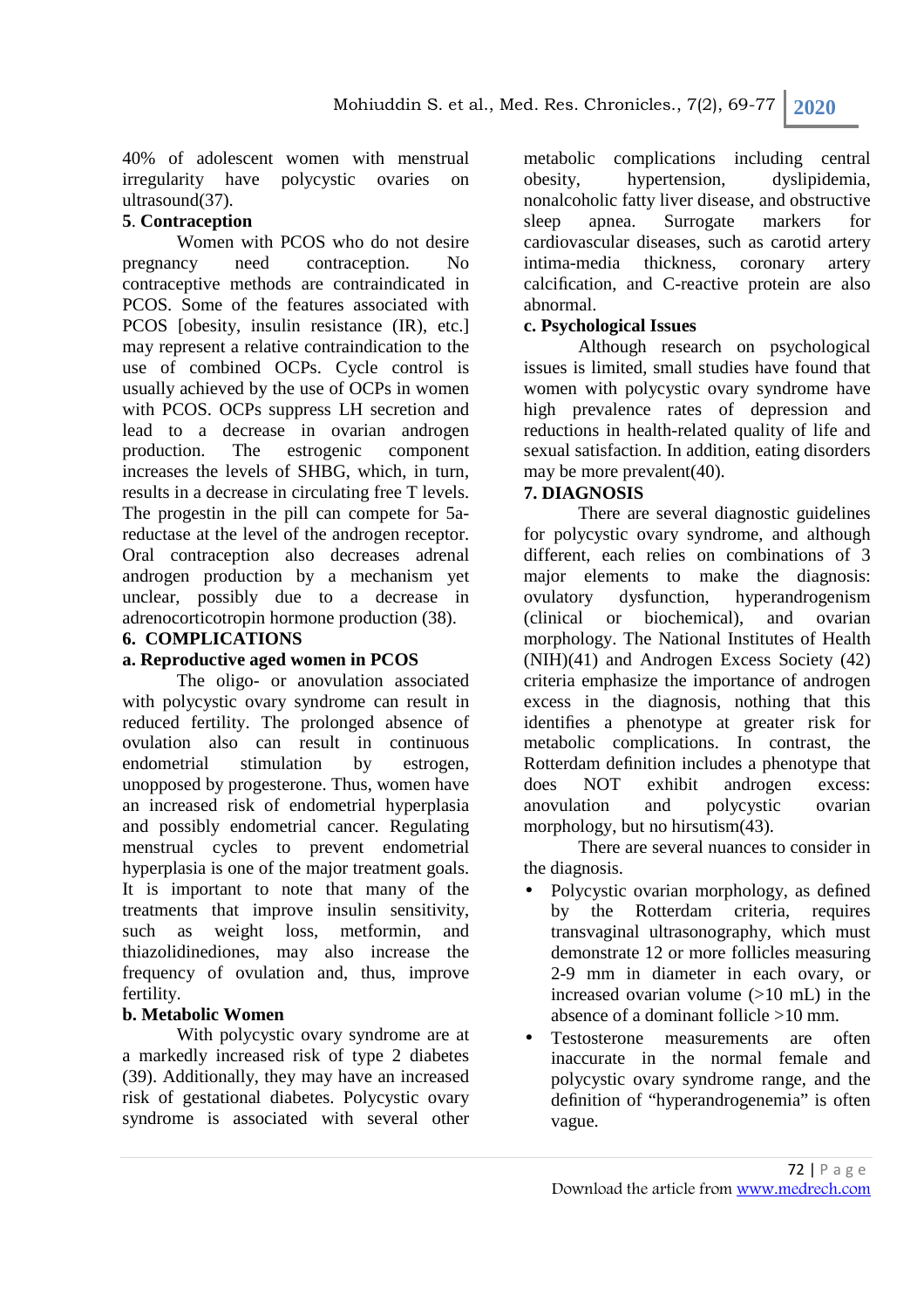40% of adolescent women with menstrual irregularity have polycystic ovaries on ultrasound(37).

**5. Contraception**

Women with PCOS who do not desire pregnancy need contraception. No contraceptive methods are contraindicated in PCOS. Some of the features associated with PCOS [obesity, insulin resistance (IR), etc.] may represent a relative contraindication to the use of combined OCPs. Cycle control is usually achieved by the use of OCPs in women with PCOS. OCPs suppress LH secretion and lead to a decrease in ovarian androgen production. The estrogenic component increases the levels of SHBG, which, in turn, results in a decrease in circulating free T levels. The progestin in the pill can compete for 5a-reductase at the level of the androgen receptor. Oral contraception also decreases adrenal androgen production by a mechanism yet unclear, possibly due to a decrease in adrenocorticotropin hormone production (38).

**6. COMPLICATIONS**

**a. Reproductive aged women in PCOS**

The oligo- or anovulation associated with polycystic ovary syndrome can result in reduced fertility. The prolonged absence of ovulation also can result in continuous endometrial stimulation by estrogen, unopposed by progesterone. Thus, women have an increased risk of endometrial hyperplasia and possibly endometrial cancer. Regulating menstrual cycles to prevent endometrial hyperplasia is one of the major treatment goals. It is important to note that many of the treatments that improve insulin sensitivity, such as weight loss, metformin, and thiazolidinediones, may also increase the frequency of ovulation and, thus, improve fertility.

**b. Metabolic Women**

With polycystic ovary syndrome are at a markedly increased risk of type 2 diabetes (39). Additionally, they may have an increased risk of gestational diabetes. Polycystic ovary syndrome is associated with several other metabolic complications including central obesity, hypertension, dyslipidemia, nonalcoholic fatty liver disease, and obstructive sleep apnea. Surrogate markers for cardiovascular diseases, such as carotid artery intima-media thickness, coronary artery calcification, and C-reactive protein are also abnormal.

**c. Psychological Issues**

Although research on psychological issues is limited, small studies have found that women with polycystic ovary syndrome have high prevalence rates of depression and reductions in health-related quality of life and sexual satisfaction. In addition, eating disorders may be more prevalent(40).

**7. DIAGNOSIS**

There are several diagnostic guidelines for polycystic ovary syndrome, and although different, each relies on combinations of 3 major elements to make the diagnosis: ovulatory dysfunction, hyperandrogenism (clinical or biochemical), and ovarian morphology. The National Institutes of Health (NIH)(41) and Androgen Excess Society (42) criteria emphasize the importance of androgen excess in the diagnosis, nothing that this identifies a phenotype at greater risk for metabolic complications. In contrast, the Rotterdam definition includes a phenotype that does NOT exhibit androgen excess: anovulation and polycystic ovarian morphology, but no hirsutism(43).

There are several nuances to consider in the diagnosis.

- Polycystic ovarian morphology, as defined by the Rotterdam criteria, requires transvaginal ultrasonography, which must demonstrate 12 or more follicles measuring 2-9 mm in diameter in each ovary, or increased ovarian volume (>10 mL) in the absence of a dominant follicle >10 mm.
- Testosterone measurements are often inaccurate in the normal female and polycystic ovary syndrome range, and the definition of "hyperandrogenemia" is often vague.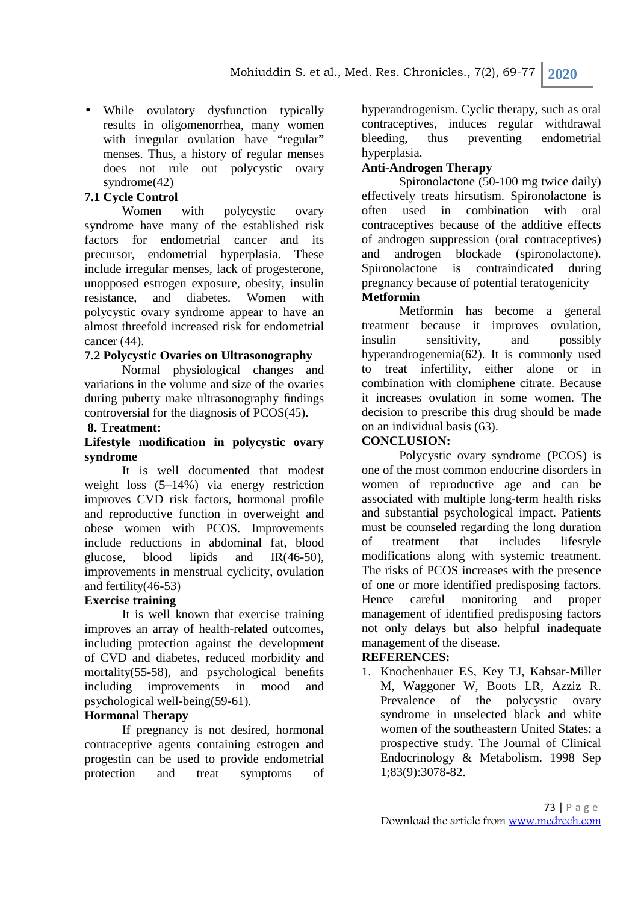- While ovulatory dysfunction typically results in oligomenorrhea, many women with irregular ovulation have "regular" menses. Thus, a history of regular menses does not rule out polycystic ovary syndrome(42)

### 7.1 Cycle Control

Women with polycystic ovary syndrome have many of the established risk factors for endometrial cancer and its precursor, endometrial hyperplasia. These include irregular menses, lack of progesterone, unopposed estrogen exposure, obesity, insulin resistance, and diabetes. Women with polycystic ovary syndrome appear to have an almost threefold increased risk for endometrial cancer (44).

### 7.2 Polycystic Ovaries on Ultrasonography

Normal physiological changes and variations in the volume and size of the ovaries during puberty make ultrasonography findings controversial for the diagnosis of PCOS(45).

## 8. Treatment:

### Lifestyle modification in polycystic ovary syndrome

It is well documented that modest weight loss (5–14%) via energy restriction improves CVD risk factors, hormonal profile and reproductive function in overweight and obese women with PCOS. Improvements include reductions in abdominal fat, blood glucose, blood lipids and IR(46-50), improvements in menstrual cyclicity, ovulation and fertility(46-53)

### Exercise training

It is well known that exercise training improves an array of health-related outcomes, including protection against the development of CVD and diabetes, reduced morbidity and mortality(55-58), and psychological benefits including improvements in mood and psychological well-being(59-61).

### Hormonal Therapy

If pregnancy is not desired, hormonal contraceptive agents containing estrogen and progestin can be used to provide endometrial protection and treat symptoms of hyperandrogenism. Cyclic therapy, such as oral contraceptives, induces regular withdrawal bleeding, thus preventing endometrial hyperplasia.

### Anti-Androgen Therapy

Spironolactone (50-100 mg twice daily) effectively treats hirsutism. Spironolactone is often used in combination with oral contraceptives because of the additive effects of androgen suppression (oral contraceptives) and androgen blockade (spironolactone). Spironolactone is contraindicated during pregnancy because of potential teratogenicity

### Metformin

Metformin has become a general treatment because it improves ovulation, insulin sensitivity, and possibly hyperandrogenemia(62). It is commonly used to treat infertility, either alone or in combination with clomiphene citrate. Because it increases ovulation in some women. The decision to prescribe this drug should be made on an individual basis (63).

## CONCLUSION:

Polycystic ovary syndrome (PCOS) is one of the most common endocrine disorders in women of reproductive age and can be associated with multiple long-term health risks and substantial psychological impact. Patients must be counseled regarding the long duration of treatment that includes lifestyle modifications along with systemic treatment. The risks of PCOS increases with the presence of one or more identified predisposing factors. Hence careful monitoring and proper management of identified predisposing factors not only delays but also helpful inadequate management of the disease.

## REFERENCES:

1. Knochenhauer ES, Key TJ, Kahsar-Miller M, Waggoner W, Boots LR, Azziz R. Prevalence of the polycystic ovary syndrome in unselected black and white women of the southeastern United States: a prospective study. The Journal of Clinical Endocrinology & Metabolism. 1998 Sep 1;83(9):3078-82.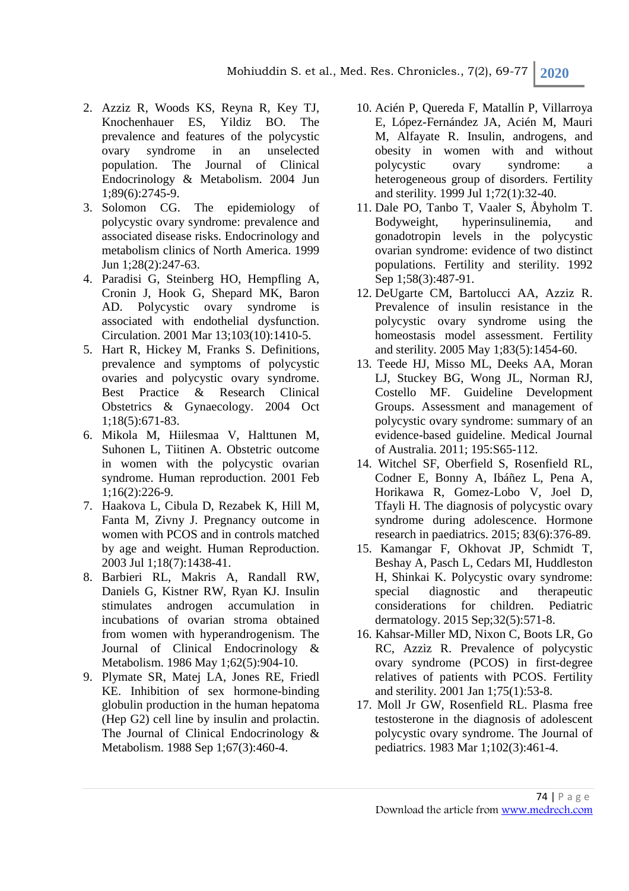2. Azziz R, Woods KS, Reyna R, Key TJ, Knochenhauer ES, Yildiz BO. The prevalence and features of the polycystic ovary syndrome in an unselected population. The Journal of Clinical Endocrinology & Metabolism. 2004 Jun 1;89(6):2745-9.
3. Solomon CG. The epidemiology of polycystic ovary syndrome: prevalence and associated disease risks. Endocrinology and metabolism clinics of North America. 1999 Jun 1;28(2):247-63.
4. Paradisi G, Steinberg HO, Hempfling A, Cronin J, Hook G, Shepard MK, Baron AD. Polycystic ovary syndrome is associated with endothelial dysfunction. Circulation. 2001 Mar 13;103(10):1410-5.
5. Hart R, Hickey M, Franks S. Definitions, prevalence and symptoms of polycystic ovaries and polycystic ovary syndrome. Best Practice & Research Clinical Obstetrics & Gynaecology. 2004 Oct 1;18(5):671-83.
6. Mikola M, Hiilesmaa V, Halttunen M, Suhonen L, Tiitinen A. Obstetric outcome in women with the polycystic ovarian syndrome. Human reproduction. 2001 Feb 1;16(2):226-9.
7. Haakova L, Cibula D, Rezabek K, Hill M, Fanta M, Zivny J. Pregnancy outcome in women with PCOS and in controls matched by age and weight. Human Reproduction. 2003 Jul 1;18(7):1438-41.
8. Barbieri RL, Makris A, Randall RW, Daniels G, Kistner RW, Ryan KJ. Insulin stimulates androgen accumulation in incubations of ovarian stroma obtained from women with hyperandrogenism. The Journal of Clinical Endocrinology & Metabolism. 1986 May 1;62(5):904-10.
9. Plymate SR, Matej LA, Jones RE, Friedl KE. Inhibition of sex hormone-binding globulin production in the human hepatoma (Hep G2) cell line by insulin and prolactin. The Journal of Clinical Endocrinology & Metabolism. 1988 Sep 1;67(3):460-4.
10. Acién P, Quereda F, Matallín P, Villarroya E, López-Fernández JA, Acién M, Mauri M, Alfayate R. Insulin, androgens, and obesity in women with and without polycystic ovary syndrome: a heterogeneous group of disorders. Fertility and sterility. 1999 Jul 1;72(1):32-40.
11. Dale PO, Tanbo T, Vaaler S, Åbyholm T. Bodyweight, hyperinsulinemia, and gonadotropin levels in the polycystic ovarian syndrome: evidence of two distinct populations. Fertility and sterility. 1992 Sep 1;58(3):487-91.
12. DeUgarte CM, Bartolucci AA, Azziz R. Prevalence of insulin resistance in the polycystic ovary syndrome using the homeostasis model assessment. Fertility and sterility. 2005 May 1;83(5):1454-60.
13. Teede HJ, Misso ML, Deeks AA, Moran LJ, Stuckey BG, Wong JL, Norman RJ, Costello MF. Guideline Development Groups. Assessment and management of polycystic ovary syndrome: summary of an evidence-based guideline. Medical Journal of Australia. 2011; 195:S65-112.
14. Witchel SF, Oberfield S, Rosenfield RL, Codner E, Bonny A, Ibáñez L, Pena A, Horikawa R, Gomez-Lobo V, Joel D, Tfayli H. The diagnosis of polycystic ovary syndrome during adolescence. Hormone research in paediatrics. 2015; 83(6):376-89.
15. Kamangar F, Okhovat JP, Schmidt T, Beshay A, Pasch L, Cedars MI, Huddleston H, Shinkai K. Polycystic ovary syndrome: special diagnostic and therapeutic considerations for children. Pediatric dermatology. 2015 Sep;32(5):571-8.
16. Kahsar-Miller MD, Nixon C, Boots LR, Go RC, Azziz R. Prevalence of polycystic ovary syndrome (PCOS) in first-degree relatives of patients with PCOS. Fertility and sterility. 2001 Jan 1;75(1):53-8.
17. Moll Jr GW, Rosenfield RL. Plasma free testosterone in the diagnosis of adolescent polycystic ovary syndrome. The Journal of pediatrics. 1983 Mar 1;102(3):461-4.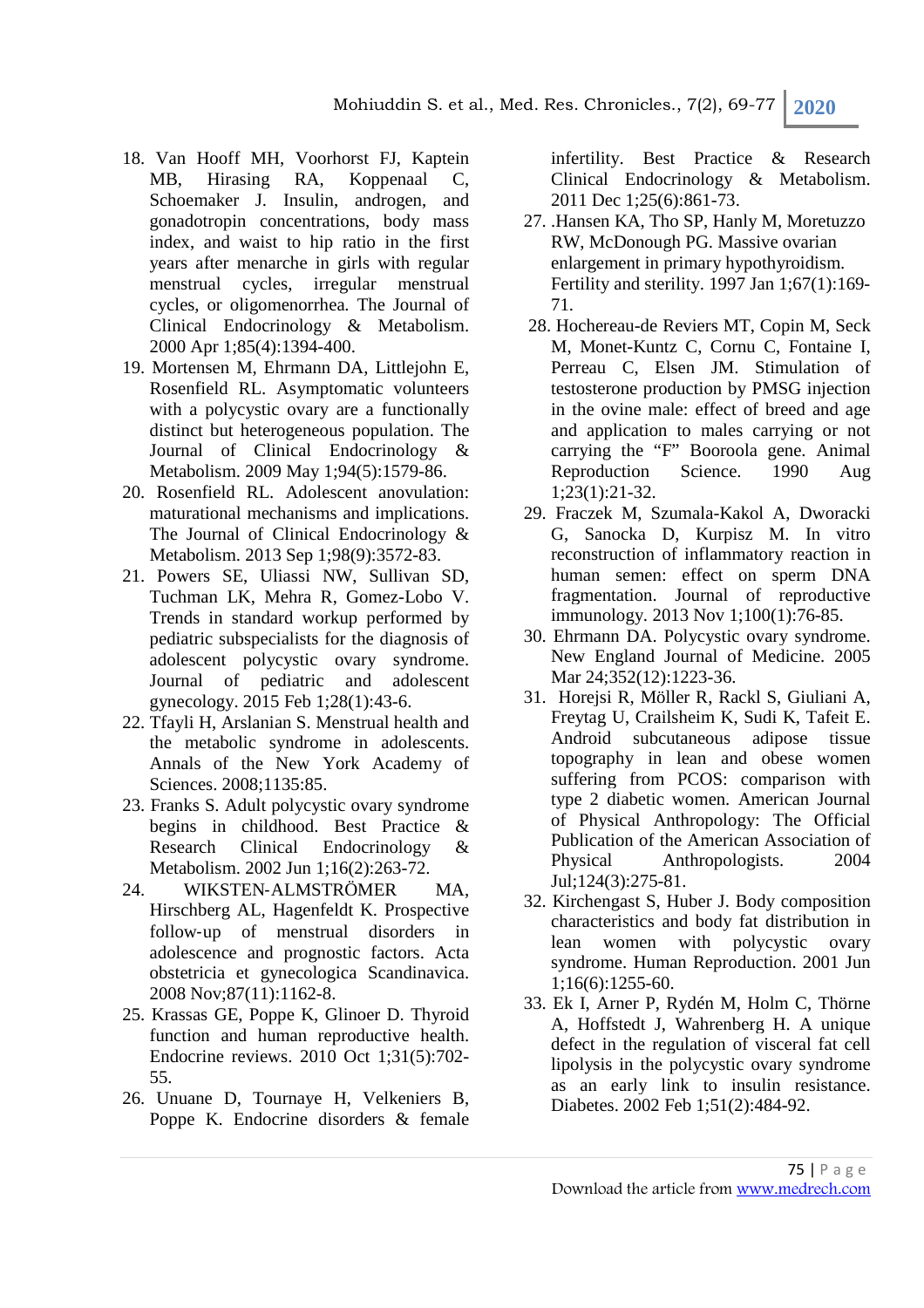18. Van Hooff MH, Voorhorst FJ, Kaptein MB, Hirasing RA, Koppenaal C, Schoemaker J. Insulin, androgen, and gonadotropin concentrations, body mass index, and waist to hip ratio in the first years after menarche in girls with regular menstrual cycles, irregular menstrual cycles, or oligomenorrhea. The Journal of Clinical Endocrinology & Metabolism. 2000 Apr 1;85(4):1394-400.
19. Mortensen M, Ehrmann DA, Littlejohn E, Rosenfield RL. Asymptomatic volunteers with a polycystic ovary are a functionally distinct but heterogeneous population. The Journal of Clinical Endocrinology & Metabolism. 2009 May 1;94(5):1579-86.
20. Rosenfield RL. Adolescent anovulation: maturational mechanisms and implications. The Journal of Clinical Endocrinology & Metabolism. 2013 Sep 1;98(9):3572-83.
21. Powers SE, Uliassi NW, Sullivan SD, Tuchman LK, Mehra R, Gomez-Lobo V. Trends in standard workup performed by pediatric subspecialists for the diagnosis of adolescent polycystic ovary syndrome. Journal of pediatric and adolescent gynecology. 2015 Feb 1;28(1):43-6.
22. Tfayli H, Arslanian S. Menstrual health and the metabolic syndrome in adolescents. Annals of the New York Academy of Sciences. 2008;1135:85.
23. Franks S. Adult polycystic ovary syndrome begins in childhood. Best Practice & Research Clinical Endocrinology & Metabolism. 2002 Jun 1;16(2):263-72.
24. WIKSTEN-ALMSTRÖMER MA, Hirschberg AL, Hagenfeldt K. Prospective follow-up of menstrual disorders in adolescence and prognostic factors. Acta obstetricia et gynecologica Scandinavica. 2008 Nov;87(11):1162-8.
25. Krassas GE, Poppe K, Glinoer D. Thyroid function and human reproductive health. Endocrine reviews. 2010 Oct 1;31(5):702-55.
26. Unuane D, Tournaye H, Velkeniers B, Poppe K. Endocrine disorders & female infertility. Best Practice & Research Clinical Endocrinology & Metabolism. 2011 Dec 1;25(6):861-73.
27. .Hansen KA, Tho SP, Hanly M, Moretuzzo RW, McDonough PG. Massive ovarian enlargement in primary hypothyroidism. Fertility and sterility. 1997 Jan 1;67(1):169-71.
28. Hochereau-de Reviers MT, Copin M, Seck M, Monet-Kuntz C, Cornu C, Fontaine I, Perreau C, Elsen JM. Stimulation of testosterone production by PMSG injection in the ovine male: effect of breed and age and application to males carrying or not carrying the "F" Booroola gene. Animal Reproduction Science. 1990 Aug 1;23(1):21-32.
29. Fraczek M, Szumala-Kakol A, Dworacki G, Sanocka D, Kurpisz M. In vitro reconstruction of inflammatory reaction in human semen: effect on sperm DNA fragmentation. Journal of reproductive immunology. 2013 Nov 1;100(1):76-85.
30. Ehrmann DA. Polycystic ovary syndrome. New England Journal of Medicine. 2005 Mar 24;352(12):1223-36.
31. Horejsi R, Möller R, Rackl S, Giuliani A, Freytag U, Crailsheim K, Sudi K, Tafeit E. Android subcutaneous adipose tissue topography in lean and obese women suffering from PCOS: comparison with type 2 diabetic women. American Journal of Physical Anthropology: The Official Publication of the American Association of Physical Anthropologists. 2004 Jul;124(3):275-81.
32. Kirchengast S, Huber J. Body composition characteristics and body fat distribution in lean women with polycystic ovary syndrome. Human Reproduction. 2001 Jun 1;16(6):1255-60.
33. Ek I, Arner P, Rydén M, Holm C, Thörne A, Hoffstedt J, Wahrenberg H. A unique defect in the regulation of visceral fat cell lipolysis in the polycystic ovary syndrome as an early link to insulin resistance. Diabetes. 2002 Feb 1;51(2):484-92.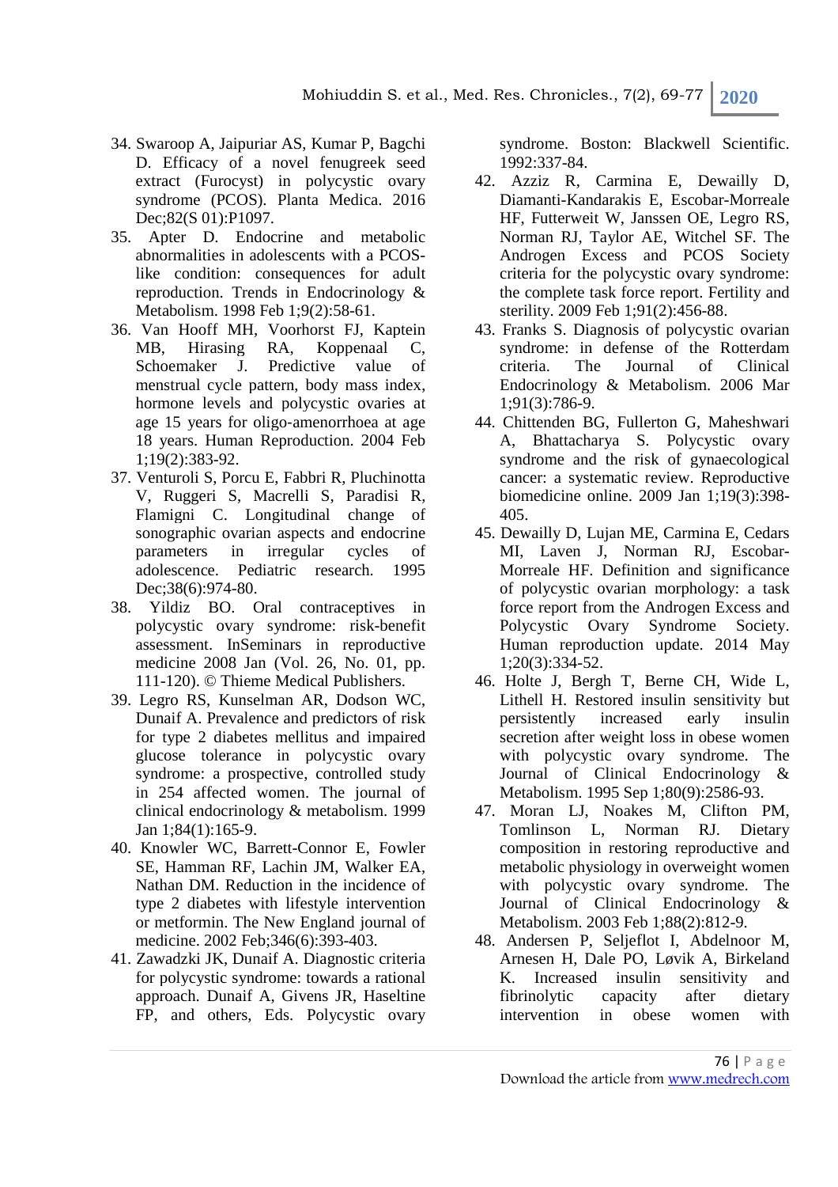34. Swaroop A, Jaipuriar AS, Kumar P, Bagchi D. Efficacy of a novel fenugreek seed extract (Furocyst) in polycystic ovary syndrome (PCOS). Planta Medica. 2016 Dec;82(S 01):P1097.
35. Apter D. Endocrine and metabolic abnormalities in adolescents with a PCOS-like condition: consequences for adult reproduction. Trends in Endocrinology & Metabolism. 1998 Feb 1;9(2):58-61.
36. Van Hooff MH, Voorhorst FJ, Kaptein MB, Hirasing RA, Koppenaal C, Schoemaker J. Predictive value of menstrual cycle pattern, body mass index, hormone levels and polycystic ovaries at age 15 years for oligo-amenorrhoea at age 18 years. Human Reproduction. 2004 Feb 1;19(2):383-92.
37. Venturoli S, Porcu E, Fabbri R, Pluchinotta V, Ruggeri S, Macrelli S, Paradisi R, Flamigni C. Longitudinal change of sonographic ovarian aspects and endocrine parameters in irregular cycles of adolescence. Pediatric research. 1995 Dec;38(6):974-80.
38. Yildiz BO. Oral contraceptives in polycystic ovary syndrome: risk-benefit assessment. InSeminars in reproductive medicine 2008 Jan (Vol. 26, No. 01, pp. 111-120). © Thieme Medical Publishers.
39. Legro RS, Kunselman AR, Dodson WC, Dunaif A. Prevalence and predictors of risk for type 2 diabetes mellitus and impaired glucose tolerance in polycystic ovary syndrome: a prospective, controlled study in 254 affected women. The journal of clinical endocrinology & metabolism. 1999 Jan 1;84(1):165-9.
40. Knowler WC, Barrett-Connor E, Fowler SE, Hamman RF, Lachin JM, Walker EA, Nathan DM. Reduction in the incidence of type 2 diabetes with lifestyle intervention or metformin. The New England journal of medicine. 2002 Feb;346(6):393-403.
41. Zawadzki JK, Dunaif A. Diagnostic criteria for polycystic ovary syndrome: towards a rational approach. Dunaif A, Givens JR, Haseltine FP, and others, Eds. Polycystic ovary syndrome. Boston: Blackwell Scientific. 1992:337-84.
42. Azziz R, Carmina E, Dewailly D, Diamanti-Kandarakis E, Escobar-Morreale HF, Futterweit W, Janssen OE, Legro RS, Norman RJ, Taylor AE, Witchel SF. The Androgen Excess and PCOS Society criteria for the polycystic ovary syndrome: the complete task force report. Fertility and sterility. 2009 Feb 1;91(2):456-88.
43. Franks S. Diagnosis of polycystic ovarian syndrome: in defense of the Rotterdam criteria. The Journal of Clinical Endocrinology & Metabolism. 2006 Mar 1;91(3):786-9.
44. Chittenden BG, Fullerton G, Maheshwari A, Bhattacharya S. Polycystic ovary syndrome and the risk of gynaecological cancer: a systematic review. Reproductive biomedicine online. 2009 Jan 1;19(3):398-405.
45. Dewailly D, Lujan ME, Carmina E, Cedars MI, Laven J, Norman RJ, Escobar-Morreale HF. Definition and significance of polycystic ovarian morphology: a task force report from the Androgen Excess and Polycystic Ovary Syndrome Society. Human reproduction update. 2014 May 1;20(3):334-52.
46. Holte J, Bergh T, Berne CH, Wide L, Lithell H. Restored insulin sensitivity but persistently increased early insulin secretion after weight loss in obese women with polycystic ovary syndrome. The Journal of Clinical Endocrinology & Metabolism. 1995 Sep 1;80(9):2586-93.
47. Moran LJ, Noakes M, Clifton PM, Tomlinson L, Norman RJ. Dietary composition in restoring reproductive and metabolic physiology in overweight women with polycystic ovary syndrome. The Journal of Clinical Endocrinology & Metabolism. 2003 Feb 1;88(2):812-9.
48. Andersen P, Seljeflot I, Abdelnoor M, Arnesen H, Dale PO, Løvik A, Birkeland K. Increased insulin sensitivity and fibrinolytic capacity after dietary intervention in obese women with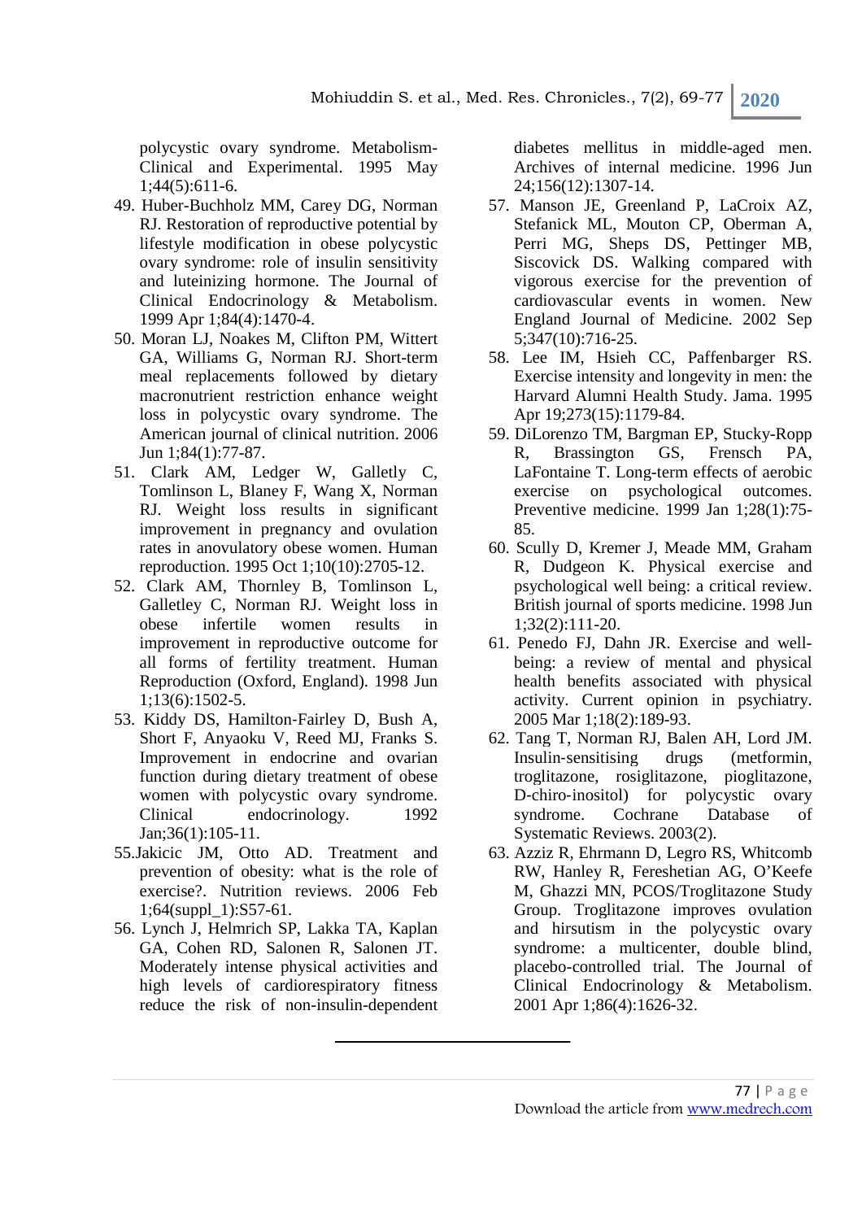polycystic ovary syndrome. Metabolism-Clinical and Experimental. 1995 May 1;44(5):611-6.

49. Huber-Buchholz MM, Carey DG, Norman RJ. Restoration of reproductive potential by lifestyle modification in obese polycystic ovary syndrome: role of insulin sensitivity and luteinizing hormone. The Journal of Clinical Endocrinology & Metabolism. 1999 Apr 1;84(4):1470-4.
50. Moran LJ, Noakes M, Clifton PM, Wittert GA, Williams G, Norman RJ. Short-term meal replacements followed by dietary macronutrient restriction enhance weight loss in polycystic ovary syndrome. The American journal of clinical nutrition. 2006 Jun 1;84(1):77-87.
51. Clark AM, Ledger W, Galletly C, Tomlinson L, Blaney F, Wang X, Norman RJ. Weight loss results in significant improvement in pregnancy and ovulation rates in anovulatory obese women. Human reproduction. 1995 Oct 1;10(10):2705-12.
52. Clark AM, Thornley B, Tomlinson L, Galletley C, Norman RJ. Weight loss in obese infertile women results in improvement in reproductive outcome for all forms of fertility treatment. Human Reproduction (Oxford, England). 1998 Jun 1;13(6):1502-5.
53. Kiddy DS, Hamilton-Fairley D, Bush A, Short F, Anyaoku V, Reed MJ, Franks S. Improvement in endocrine and ovarian function during dietary treatment of obese women with polycystic ovary syndrome. Clinical endocrinology. 1992 Jan;36(1):105-11.

55.Jakicic JM, Otto AD. Treatment and prevention of obesity: what is the role of exercise?. Nutrition reviews. 2006 Feb 1;64(suppl_1):S57-61.

56. Lynch J, Helmrich SP, Lakka TA, Kaplan GA, Cohen RD, Salonen R, Salonen JT. Moderately intense physical activities and high levels of cardiorespiratory fitness reduce the risk of non-insulin-dependent diabetes mellitus in middle-aged men. Archives of internal medicine. 1996 Jun 24;156(12):1307-14.
57. Manson JE, Greenland P, LaCroix AZ, Stefanick ML, Mouton CP, Oberman A, Perri MG, Sheps DS, Pettinger MB, Siscovick DS. Walking compared with vigorous exercise for the prevention of cardiovascular events in women. New England Journal of Medicine. 2002 Sep 5;347(10):716-25.
58. Lee IM, Hsieh CC, Paffenbarger RS. Exercise intensity and longevity in men: the Harvard Alumni Health Study. Jama. 1995 Apr 19;273(15):1179-84.
59. DiLorenzo TM, Bargman EP, Stucky-Ropp R, Brassington GS, Frensch PA, LaFontaine T. Long-term effects of aerobic exercise on psychological outcomes. Preventive medicine. 1999 Jan 1;28(1):75-85.
60. Scully D, Kremer J, Meade MM, Graham R, Dudgeon K. Physical exercise and psychological well being: a critical review. British journal of sports medicine. 1998 Jun 1;32(2):111-20.
61. Penedo FJ, Dahn JR. Exercise and well-being: a review of mental and physical health benefits associated with physical activity. Current opinion in psychiatry. 2005 Mar 1;18(2):189-93.
62. Tang T, Norman RJ, Balen AH, Lord JM. Insulin-sensitising drugs (metformin, troglitazone, rosiglitazone, pioglitazone, D-chiro-inositol) for polycystic ovary syndrome. Cochrane Database of Systematic Reviews. 2003(2).
63. Azziz R, Ehrmann D, Legro RS, Whitcomb RW, Hanley R, Fereshetian AG, O'Keefe M, Ghazzi MN, PCOS/Troglitazone Study Group. Troglitazone improves ovulation and hirsutism in the polycystic ovary syndrome: a multicenter, double blind, placebo-controlled trial. The Journal of Clinical Endocrinology & Metabolism. 2001 Apr 1;86(4):1626-32.